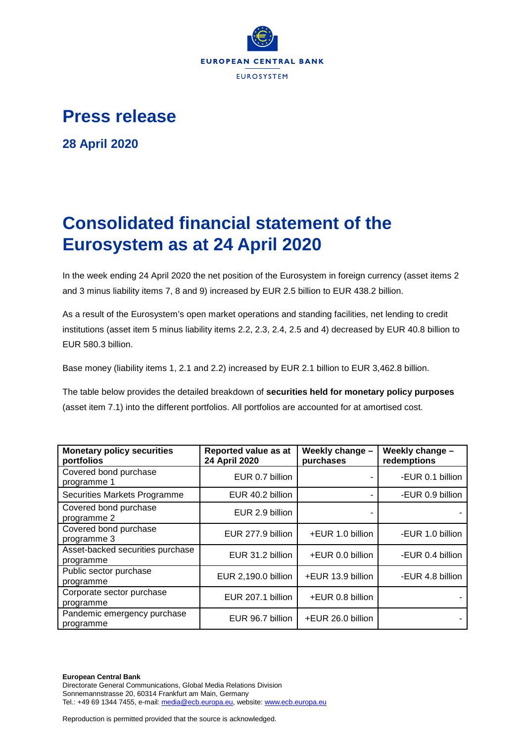EUROPEAN CENTRAL BANK

EUROSYSTEM

# Press release

**28 April 2020**

# Consolidated financial statement of the Eurosystem as at 24 April 2020

In the week ending 24 April 2020 the net position of the Eurosystem in foreign currency (asset items 2 and 3 minus liability items 7, 8 and 9) increased by EUR 2.5 billion to EUR 438.2 billion.

As a result of the Eurosystem's open market operations and standing facilities, net lending to credit institutions (asset item 5 minus liability items 2.2, 2.3, 2.4, 2.5 and 4) decreased by EUR 40.8 billion to EUR 580.3 billion.

Base money (liability items 1, 2.1 and 2.2) increased by EUR 2.1 billion to EUR 3,462.8 billion.

The table below provides the detailed breakdown of **securities held for monetary policy purposes** (asset item 7.1) into the different portfolios. All portfolios are accounted for at amortised cost.

| Monetary policy securities portfolios | Reported value as at 24 April 2020 | Weekly change – purchases | Weekly change – redemptions |
|---|---|---|---|
| Covered bond purchase programme 1 | EUR 0.7 billion | - | -EUR 0.1 billion |
| Securities Markets Programme | EUR 40.2 billion | - | -EUR 0.9 billion |
| Covered bond purchase programme 2 | EUR 2.9 billion | - | - |
| Covered bond purchase programme 3 | EUR 277.9 billion | +EUR 1.0 billion | -EUR 1.0 billion |
| Asset-backed securities purchase programme | EUR 31.2 billion | +EUR 0.0 billion | -EUR 0.4 billion |
| Public sector purchase programme | EUR 2,190.0 billion | +EUR 13.9 billion | -EUR 4.8 billion |
| Corporate sector purchase programme | EUR 207.1 billion | +EUR 0.8 billion | - |
| Pandemic emergency purchase programme | EUR 96.7 billion | +EUR 26.0 billion | - |

**European Central Bank**
Directorate General Communications, Global Media Relations Division
Sonnemannstrasse 20, 60314 Frankfurt am Main, Germany
Tel.: +49 69 1344 7455, e-mail: media@ecb.europa.eu, website: www.ecb.europa.eu

Reproduction is permitted provided that the source is acknowledged.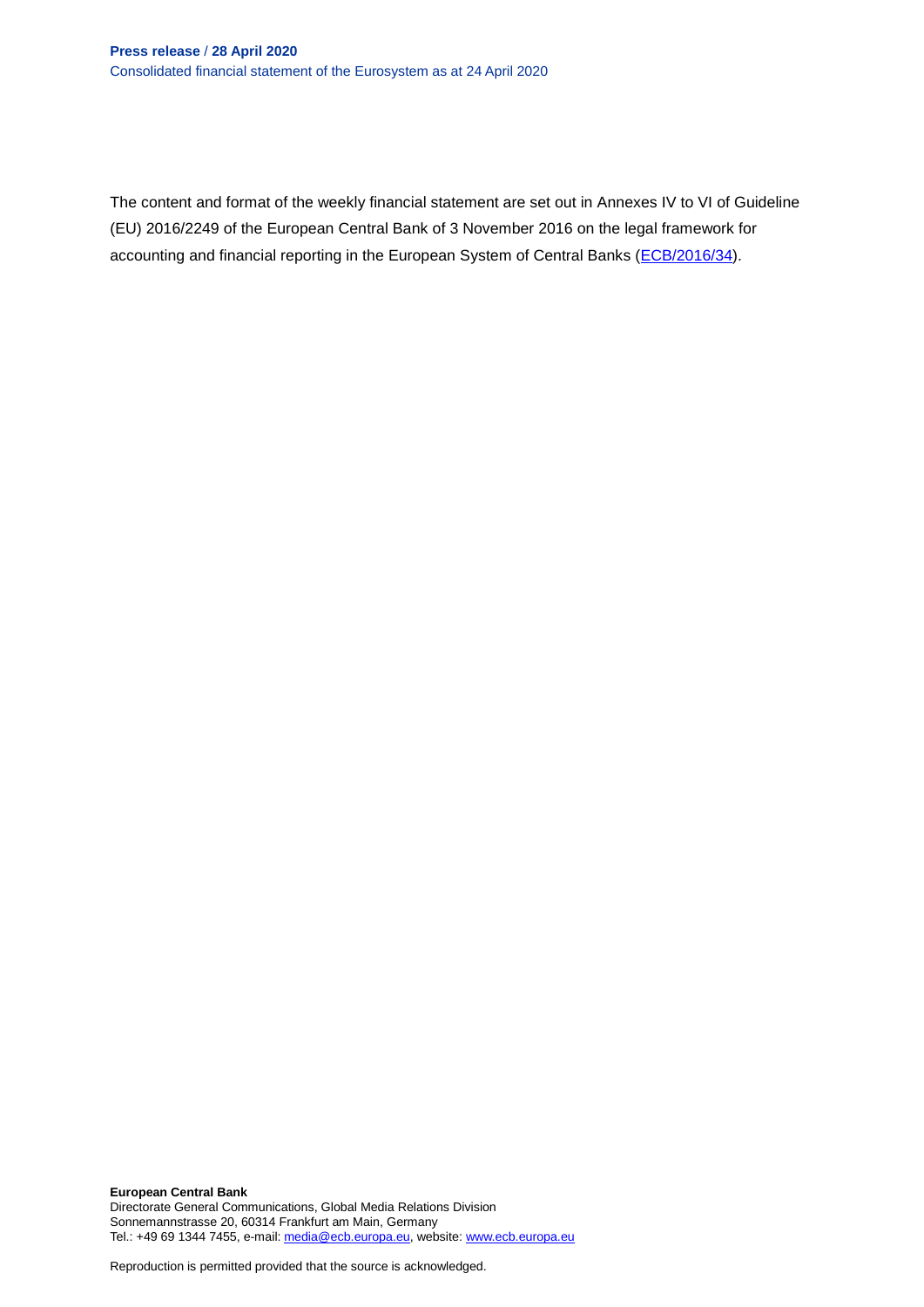The content and format of the weekly financial statement are set out in Annexes IV to VI of Guideline (EU) 2016/2249 of the European Central Bank of 3 November 2016 on the legal framework for accounting and financial reporting in the European System of Central Banks (ECB/2016/34).

**European Central Bank**
Directorate General Communications, Global Media Relations Division
Sonnemannstrasse 20, 60314 Frankfurt am Main, Germany
Tel.: +49 69 1344 7455, e-mail: media@ecb.europa.eu, website: www.ecb.europa.eu

Reproduction is permitted provided that the source is acknowledged.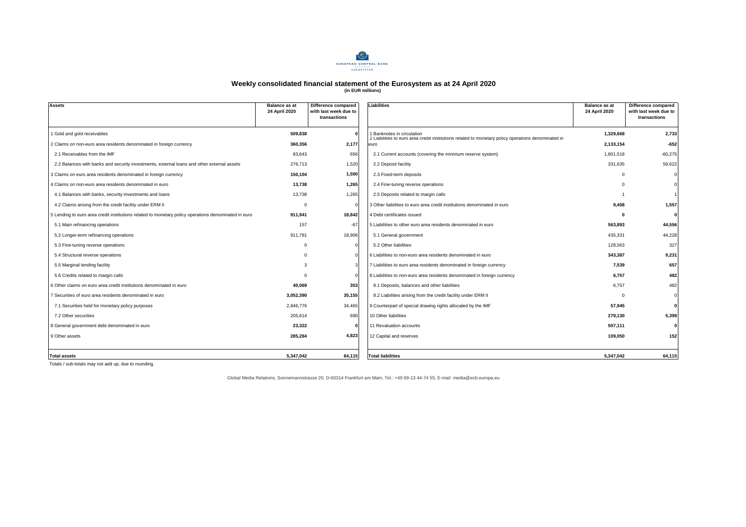# Weekly consolidated financial statement of the Eurosystem as at 24 April 2020

**(in EUR millions)**

| Assets | Balance as at 24 April 2020 | Difference compared with last week due to transactions |
|---|---|---|
| 1 Gold and gold receivables | **509,838** | **0** |
| 2 Claims on non-euro area residents denominated in foreign currency | **360,356** | **2,177** |
| 2.1 Receivables from the IMF | 83,643 | 656 |
| 2.2 Balances with banks and security investments, external loans and other external assets | 276,713 | 1,520 |
| 3 Claims on euro area residents denominated in foreign currency | **150,104** | **1,500** |
| 4 Claims on non-euro area residents denominated in euro | **13,738** | **1,265** |
| 4.1 Balances with banks, security investments and loans | 13,738 | 1,265 |
| 4.2 Claims arising from the credit facility under ERM II | 0 | 0 |
| 5 Lending to euro area credit institutions related to monetary policy operations denominated in euro | **911,941** | **18,842** |
| 5.1 Main refinancing operations | 157 | -67 |
| 5.2 Longer-term refinancing operations | 911,781 | 18,906 |
| 5.3 Fine-tuning reverse operations | 0 | 0 |
| 5.4 Structural reverse operations | 0 | 0 |
| 5.5 Marginal lending facility | 3 | 3 |
| 5.6 Credits related to margin calls | 0 | 0 |
| 6 Other claims on euro area credit institutions denominated in euro | **40,069** | **353** |
| 7 Securities of euro area residents denominated in euro | **3,052,390** | **35,155** |
| 7.1 Securities held for monetary policy purposes | 2,846,776 | 34,465 |
| 7.2 Other securities | 205,614 | 690 |
| 8 General government debt denominated in euro | **23,322** | **0** |
| 9 Other assets | **285,284** | **4,823** |
| **Total assets** | **5,347,042** | **64,115** |

| Liabilities | Balance as at 24 April 2020 | Difference compared with last week due to transactions |
|---|---|---|
| 1 Banknotes in circulation | **1,329,668** | **2,733** |
| 2 Liabilities to euro area credit institutions related to monetary policy operations denominated in euro | **2,133,154** | **-652** |
| 2.1 Current accounts (covering the minimum reserve system) | 1,801,518 | -60,275 |
| 2.2 Deposit facility | 331,635 | 59,622 |
| 2.3 Fixed-term deposits | 0 | 0 |
| 2.4 Fine-tuning reverse operations | 0 | 0 |
| 2.5 Deposits related to margin calls | 1 | 1 |
| 3 Other liabilities to euro area credit institutions denominated in euro | **9,408** | **1,557** |
| 4 Debt certificates issued | **0** | **0** |
| 5 Liabilities to other euro area residents denominated in euro | **563,893** | **44,556** |
| 5.1 General government | 435,331 | 44,228 |
| 5.2 Other liabilities | 128,563 | 327 |
| 6 Liabilities to non-euro area residents denominated in euro | **343,387** | **9,231** |
| 7 Liabilities to euro area residents denominated in foreign currency | **7,539** | **657** |
| 8 Liabilities to non-euro area residents denominated in foreign currency | **6,757** | **482** |
| 8.1 Deposits, balances and other liabilities | 6,757 | 482 |
| 8.2 Liabilities arising from the credit facility under ERM II | 0 | 0 |
| 9 Counterpart of special drawing rights allocated by the IMF | **57,945** | **0** |
| 10 Other liabilities | **279,130** | **5,399** |
| 11 Revaluation accounts | **507,111** | **0** |
| 12 Capital and reserves | **109,050** | **152** |
| **Total liabilities** | **5,347,042** | **64,115** |

Totals / sub-totals may not add up, due to rounding.

Global Media Relations, Sonnemannstrasse 20, D-60314 Frankfurt am Main, Tel.: +49 69-13 44-74 55, E-mail: media@ecb.europa.eu